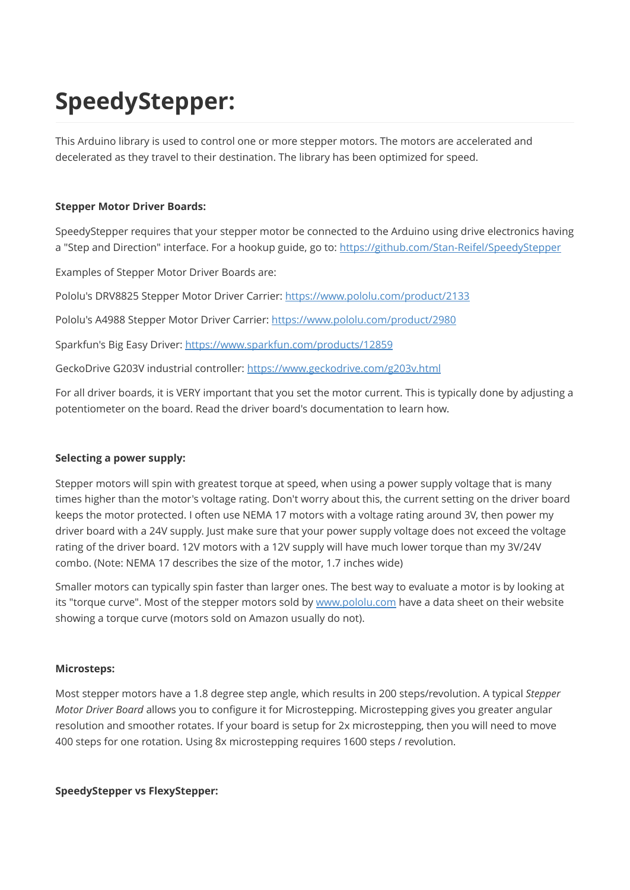# SpeedyStepper:

This Arduino library is used to control one or more stepper motors. The motors are accelerated and decelerated as they travel to their destination. The library has been optimized for speed.

**Stepper Motor Driver Boards:**

SpeedyStepper requires that your stepper motor be connected to the Arduino using drive electronics having a "Step and Direction" interface. For a hookup guide, go to: [https://github.com/Stan-Reifel/SpeedyStepper](https://github.com/Stan-Reifel/SpeedyStepper)

Examples of Stepper Motor Driver Boards are:

Pololu's DRV8825 Stepper Motor Driver Carrier: [https://www.pololu.com/product/2133](https://www.pololu.com/product/2133)

Pololu's A4988 Stepper Motor Driver Carrier: [https://www.pololu.com/product/2980](https://www.pololu.com/product/2980)

Sparkfun's Big Easy Driver: [https://www.sparkfun.com/products/12859](https://www.sparkfun.com/products/12859)

GeckoDrive G203V industrial controller: [https://www.geckodrive.com/g203v.html](https://www.geckodrive.com/g203v.html)

For all driver boards, it is VERY important that you set the motor current. This is typically done by adjusting a potentiometer on the board. Read the driver board's documentation to learn how.

**Selecting a power supply:**

Stepper motors will spin with greatest torque at speed, when using a power supply voltage that is many times higher than the motor's voltage rating. Don't worry about this, the current setting on the driver board keeps the motor protected. I often use NEMA 17 motors with a voltage rating around 3V, then power my driver board with a 24V supply. Just make sure that your power supply voltage does not exceed the voltage rating of the driver board. 12V motors with a 12V supply will have much lower torque than my 3V/24V combo. (Note: NEMA 17 describes the size of the motor, 1.7 inches wide)

Smaller motors can typically spin faster than larger ones. The best way to evaluate a motor is by looking at its "torque curve". Most of the stepper motors sold by [www.pololu.com](www.pololu.com) have a data sheet on their website showing a torque curve (motors sold on Amazon usually do not).

**Microsteps:**

Most stepper motors have a 1.8 degree step angle, which results in 200 steps/revolution. A typical *Stepper Motor Driver Board* allows you to configure it for Microstepping. Microstepping gives you greater angular resolution and smoother rotates. If your board is setup for 2x microstepping, then you will need to move 400 steps for one rotation. Using 8x microstepping requires 1600 steps / revolution.

**SpeedyStepper vs FlexyStepper:**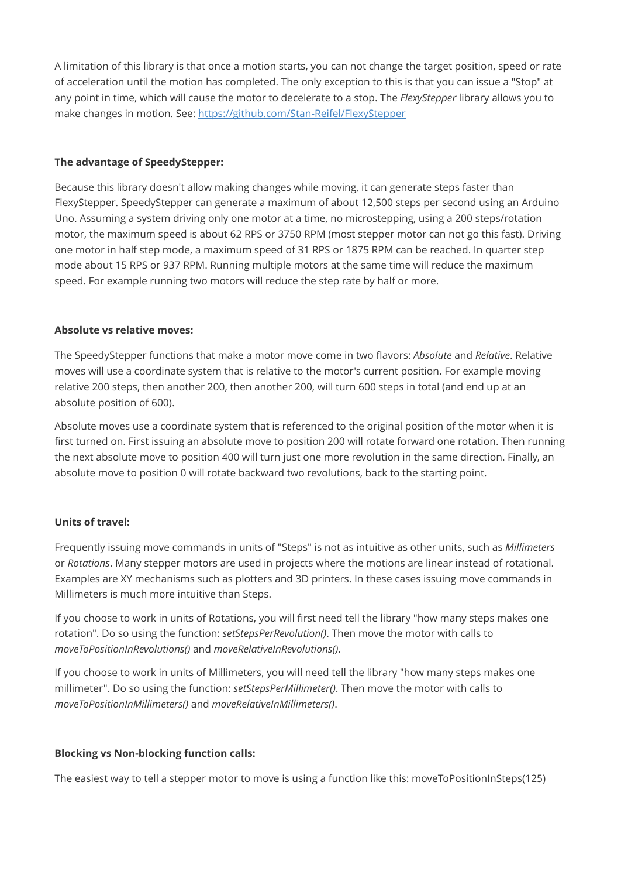A limitation of this library is that once a motion starts, you can not change the target position, speed or rate of acceleration until the motion has completed. The only exception to this is that you can issue a "Stop" at any point in time, which will cause the motor to decelerate to a stop. The *FlexyStepper* library allows you to make changes in motion. See: [https://github.com/Stan-Reifel/FlexyStepper](https://github.com/Stan-Reifel/FlexyStepper)

**The advantage of SpeedyStepper:**

Because this library doesn't allow making changes while moving, it can generate steps faster than FlexyStepper. SpeedyStepper can generate a maximum of about 12,500 steps per second using an Arduino Uno. Assuming a system driving only one motor at a time, no microstepping, using a 200 steps/rotation motor, the maximum speed is about 62 RPS or 3750 RPM (most stepper motor can not go this fast). Driving one motor in half step mode, a maximum speed of 31 RPS or 1875 RPM can be reached. In quarter step mode about 15 RPS or 937 RPM. Running multiple motors at the same time will reduce the maximum speed. For example running two motors will reduce the step rate by half or more.

**Absolute vs relative moves:**

The SpeedyStepper functions that make a motor move come in two flavors: *Absolute* and *Relative*. Relative moves will use a coordinate system that is relative to the motor's current position. For example moving relative 200 steps, then another 200, then another 200, will turn 600 steps in total (and end up at an absolute position of 600).

Absolute moves use a coordinate system that is referenced to the original position of the motor when it is first turned on. First issuing an absolute move to position 200 will rotate forward one rotation. Then running the next absolute move to position 400 will turn just one more revolution in the same direction. Finally, an absolute move to position 0 will rotate backward two revolutions, back to the starting point.

**Units of travel:**

Frequently issuing move commands in units of "Steps" is not as intuitive as other units, such as *Millimeters* or *Rotations*. Many stepper motors are used in projects where the motions are linear instead of rotational. Examples are XY mechanisms such as plotters and 3D printers. In these cases issuing move commands in Millimeters is much more intuitive than Steps.

If you choose to work in units of Rotations, you will first need tell the library "how many steps makes one rotation". Do so using the function: *setStepsPerRevolution()*. Then move the motor with calls to *moveToPositionInRevolutions()* and *moveRelativeInRevolutions()*.

If you choose to work in units of Millimeters, you will need tell the library "how many steps makes one millimeter". Do so using the function: *setStepsPerMillimeter()*. Then move the motor with calls to *moveToPositionInMillimeters()* and *moveRelativeInMillimeters()*.

**Blocking vs Non-blocking function calls:**

The easiest way to tell a stepper motor to move is using a function like this: moveToPositionInSteps(125)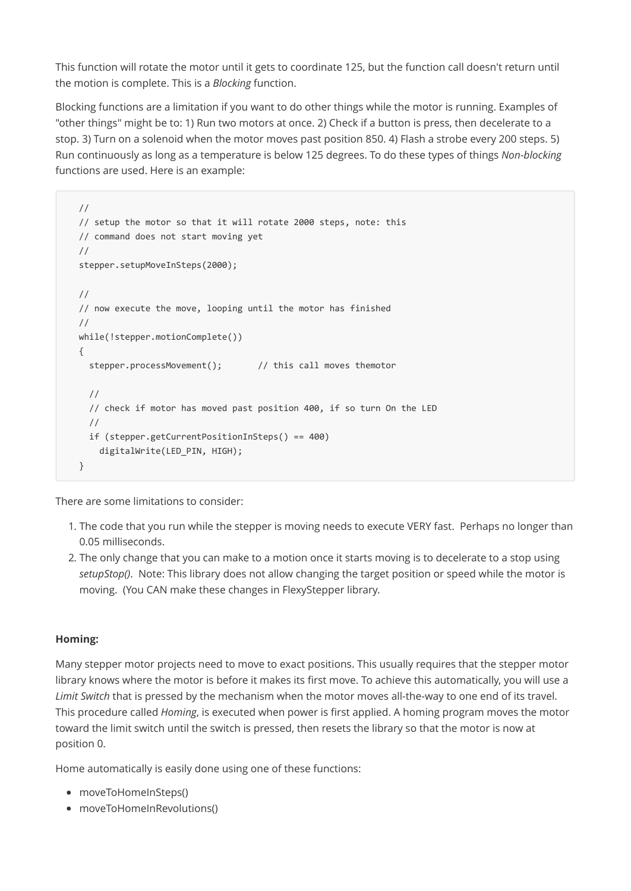This function will rotate the motor until it gets to coordinate 125, but the function call doesn't return until the motion is complete. This is a *Blocking* function.

Blocking functions are a limitation if you want to do other things while the motor is running. Examples of "other things" might be to: 1) Run two motors at once. 2) Check if a button is press, then decelerate to a stop. 3) Turn on a solenoid when the motor moves past position 850. 4) Flash a strobe every 200 steps. 5) Run continuously as long as a temperature is below 125 degrees. To do these types of things *Non-blocking* functions are used. Here is an example:

```
//
// setup the motor so that it will rotate 2000 steps, note: this
// command does not start moving yet
//
stepper.setupMoveInSteps(2000);

//
// now execute the move, looping until the motor has finished
//
while(!stepper.motionComplete())
{
  stepper.processMovement();       // this call moves themotor

  //
  // check if motor has moved past position 400, if so turn On the LED
  //
  if (stepper.getCurrentPositionInSteps() == 400)
    digitalWrite(LED_PIN, HIGH);
}
```

There are some limitations to consider:

1. The code that you run while the stepper is moving needs to execute VERY fast. Perhaps no longer than 0.05 milliseconds.
2. The only change that you can make to a motion once it starts moving is to decelerate to a stop using *setupStop()*. Note: This library does not allow changing the target position or speed while the motor is moving. (You CAN make these changes in FlexyStepper library.

**Homing:**

Many stepper motor projects need to move to exact positions. This usually requires that the stepper motor library knows where the motor is before it makes its first move. To achieve this automatically, you will use a *Limit Switch* that is pressed by the mechanism when the motor moves all-the-way to one end of its travel. This procedure called *Homing*, is executed when power is first applied. A homing program moves the motor toward the limit switch until the switch is pressed, then resets the library so that the motor is now at position 0.

Home automatically is easily done using one of these functions:

- moveToHomeInSteps()
- moveToHomeInRevolutions()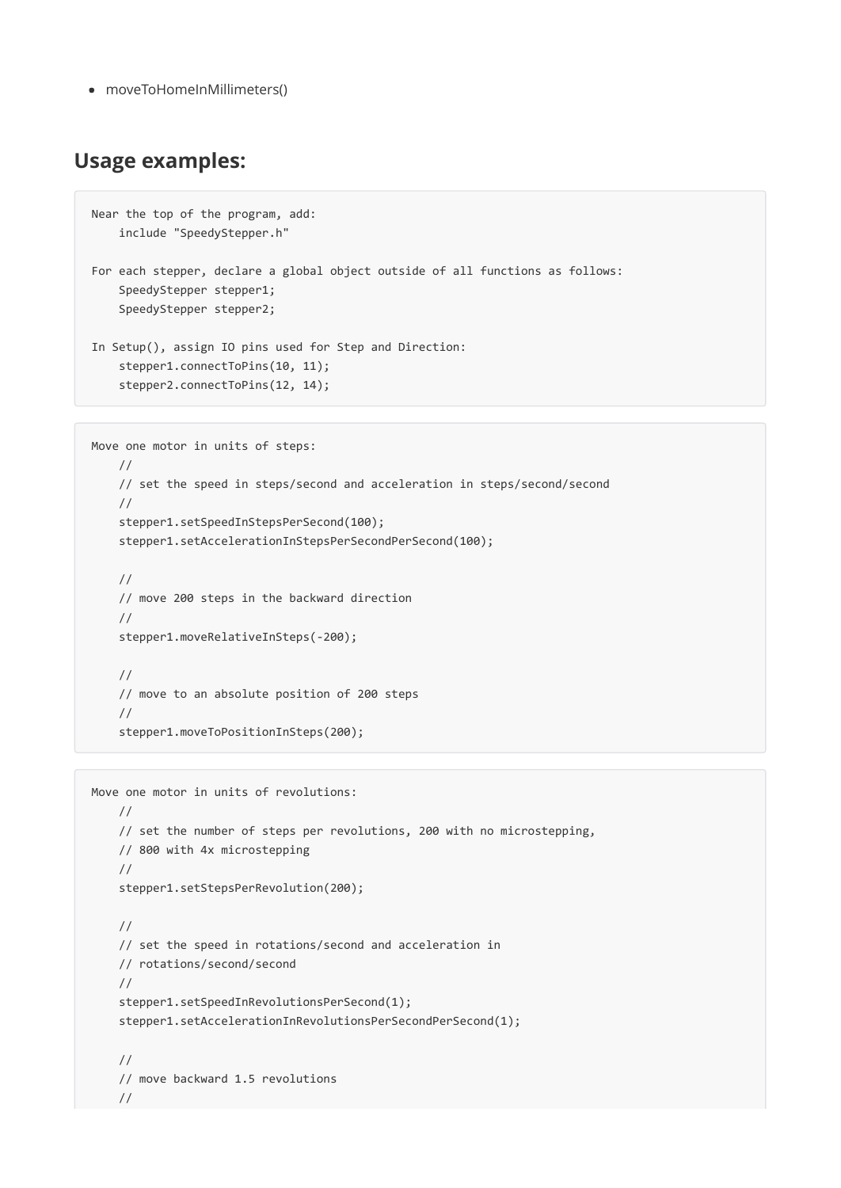- moveToHomeInMillimeters()

## Usage examples:

```
Near the top of the program, add:
    include "SpeedyStepper.h"

For each stepper, declare a global object outside of all functions as follows:
    SpeedyStepper stepper1;
    SpeedyStepper stepper2;

In Setup(), assign IO pins used for Step and Direction:
    stepper1.connectToPins(10, 11);
    stepper2.connectToPins(12, 14);
```

```
Move one motor in units of steps:
    //
    // set the speed in steps/second and acceleration in steps/second/second
    //
    stepper1.setSpeedInStepsPerSecond(100);
    stepper1.setAccelerationInStepsPerSecondPerSecond(100);

    //
    // move 200 steps in the backward direction
    //
    stepper1.moveRelativeInSteps(-200);

    //
    // move to an absolute position of 200 steps
    //
    stepper1.moveToPositionInSteps(200);
```

```
Move one motor in units of revolutions:
    //
    // set the number of steps per revolutions, 200 with no microstepping,
    // 800 with 4x microstepping
    //
    stepper1.setStepsPerRevolution(200);

    //
    // set the speed in rotations/second and acceleration in
    // rotations/second/second
    //
    stepper1.setSpeedInRevolutionsPerSecond(1);
    stepper1.setAccelerationInRevolutionsPerSecondPerSecond(1);

    //
    // move backward 1.5 revolutions
    //
```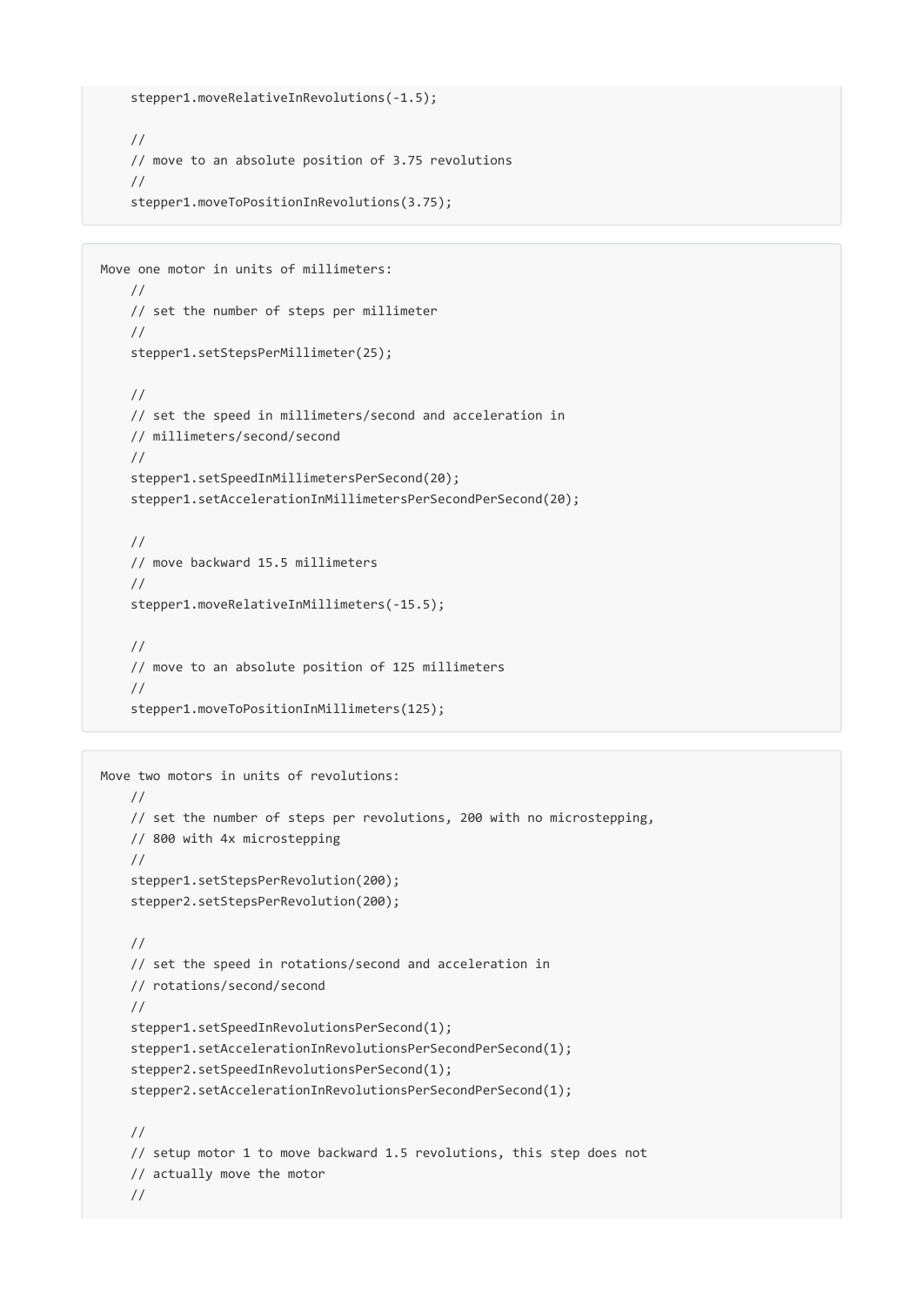```
    stepper1.moveRelativeInRevolutions(-1.5);

    //
    // move to an absolute position of 3.75 revolutions
    //
    stepper1.moveToPositionInRevolutions(3.75);
```

```
Move one motor in units of millimeters:
    //
    // set the number of steps per millimeter
    //
    stepper1.setStepsPerMillimeter(25);

    //
    // set the speed in millimeters/second and acceleration in
    // millimeters/second/second
    //
    stepper1.setSpeedInMillimetersPerSecond(20);
    stepper1.setAccelerationInMillimetersPerSecondPerSecond(20);

    //
    // move backward 15.5 millimeters
    //
    stepper1.moveRelativeInMillimeters(-15.5);

    //
    // move to an absolute position of 125 millimeters
    //
    stepper1.moveToPositionInMillimeters(125);
```

```
Move two motors in units of revolutions:
    //
    // set the number of steps per revolutions, 200 with no microstepping,
    // 800 with 4x microstepping
    //
    stepper1.setStepsPerRevolution(200);
    stepper2.setStepsPerRevolution(200);

    //
    // set the speed in rotations/second and acceleration in
    // rotations/second/second
    //
    stepper1.setSpeedInRevolutionsPerSecond(1);
    stepper1.setAccelerationInRevolutionsPerSecondPerSecond(1);
    stepper2.setSpeedInRevolutionsPerSecond(1);
    stepper2.setAccelerationInRevolutionsPerSecondPerSecond(1);

    //
    // setup motor 1 to move backward 1.5 revolutions, this step does not
    // actually move the motor
    //
```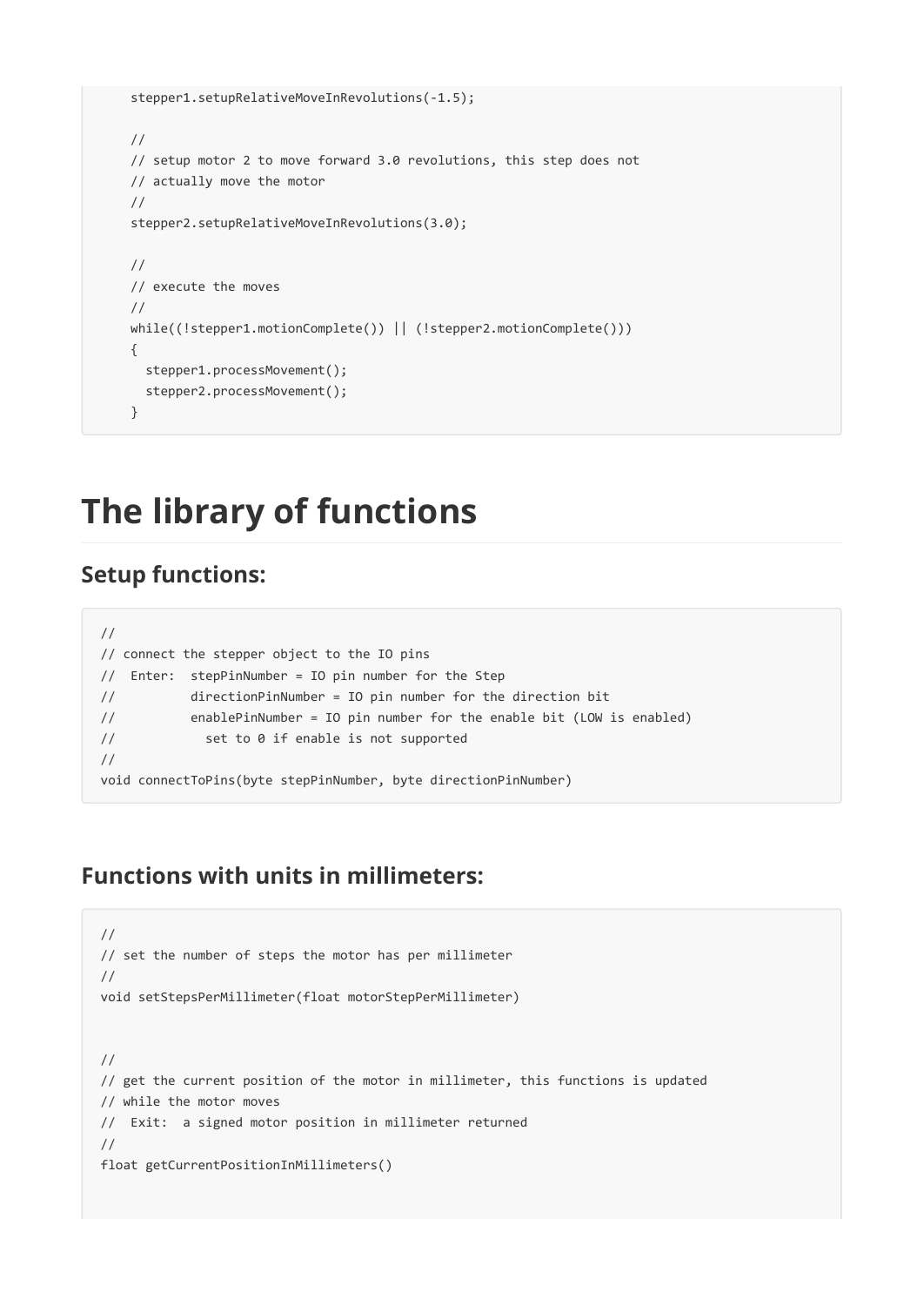```
    stepper1.setupRelativeMoveInRevolutions(-1.5);

    //
    // setup motor 2 to move forward 3.0 revolutions, this step does not
    // actually move the motor
    //
    stepper2.setupRelativeMoveInRevolutions(3.0);

    //
    // execute the moves
    //
    while((!stepper1.motionComplete()) || (!stepper2.motionComplete()))
    {
      stepper1.processMovement();
      stepper2.processMovement();
    }
```

# The library of functions

## Setup functions:

```
//
// connect the stepper object to the IO pins
//  Enter:  stepPinNumber = IO pin number for the Step
//          directionPinNumber = IO pin number for the direction bit
//          enablePinNumber = IO pin number for the enable bit (LOW is enabled)
//            set to 0 if enable is not supported
//
void connectToPins(byte stepPinNumber, byte directionPinNumber)
```

## Functions with units in millimeters:

```
//
// set the number of steps the motor has per millimeter
//
void setStepsPerMillimeter(float motorStepPerMillimeter)


//
// get the current position of the motor in millimeter, this functions is updated
// while the motor moves
//  Exit:  a signed motor position in millimeter returned
//
float getCurrentPositionInMillimeters()
```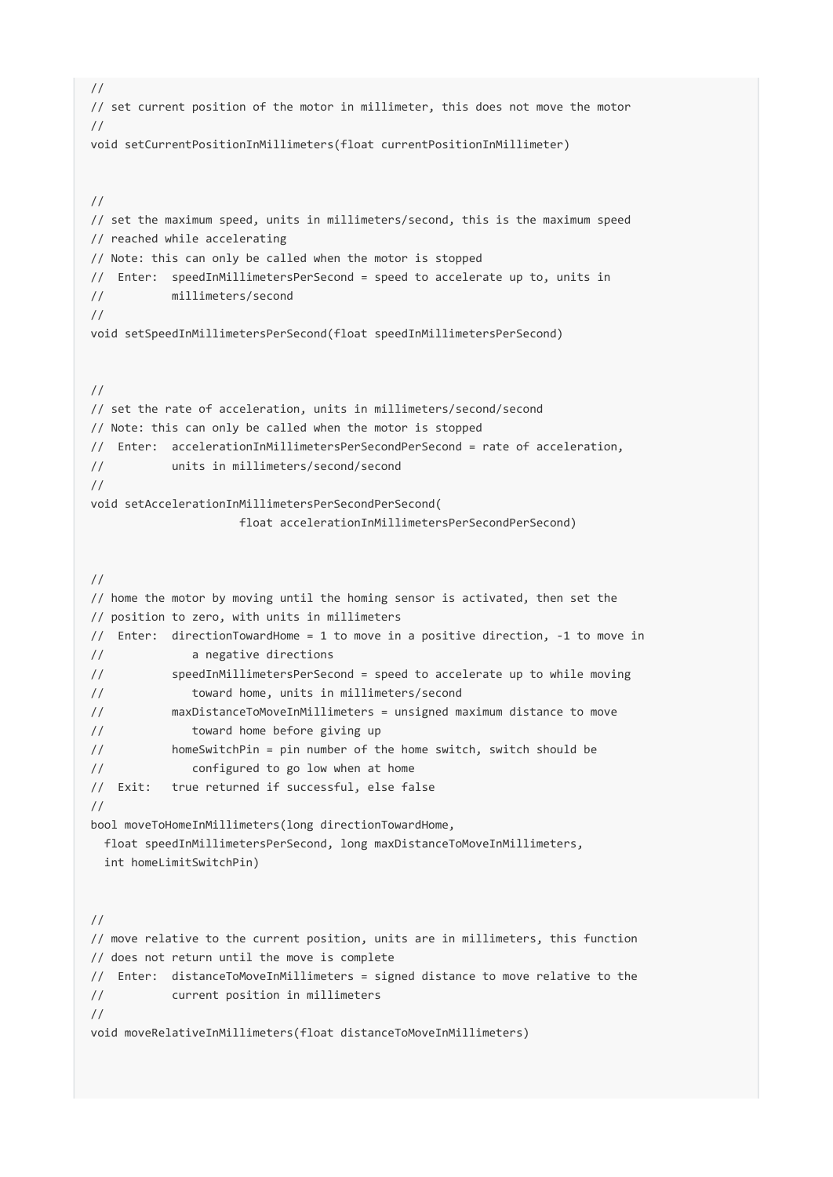```
//
// set current position of the motor in millimeter, this does not move the motor
//
void setCurrentPositionInMillimeters(float currentPositionInMillimeter)


//
// set the maximum speed, units in millimeters/second, this is the maximum speed
// reached while accelerating
// Note: this can only be called when the motor is stopped
//  Enter:  speedInMillimetersPerSecond = speed to accelerate up to, units in
//          millimeters/second
//
void setSpeedInMillimetersPerSecond(float speedInMillimetersPerSecond)


//
// set the rate of acceleration, units in millimeters/second/second
// Note: this can only be called when the motor is stopped
//  Enter:  accelerationInMillimetersPerSecondPerSecond = rate of acceleration,
//          units in millimeters/second/second
//
void setAccelerationInMillimetersPerSecondPerSecond(
                      float accelerationInMillimetersPerSecondPerSecond)


//
// home the motor by moving until the homing sensor is activated, then set the
// position to zero, with units in millimeters
//  Enter:  directionTowardHome = 1 to move in a positive direction, -1 to move in
//             a negative directions
//          speedInMillimetersPerSecond = speed to accelerate up to while moving
//             toward home, units in millimeters/second
//          maxDistanceToMoveInMillimeters = unsigned maximum distance to move
//             toward home before giving up
//          homeSwitchPin = pin number of the home switch, switch should be
//             configured to go low when at home
//  Exit:   true returned if successful, else false
//
bool moveToHomeInMillimeters(long directionTowardHome,
  float speedInMillimetersPerSecond, long maxDistanceToMoveInMillimeters,
  int homeLimitSwitchPin)


//
// move relative to the current position, units are in millimeters, this function
// does not return until the move is complete
//  Enter:  distanceToMoveInMillimeters = signed distance to move relative to the
//          current position in millimeters
//
void moveRelativeInMillimeters(float distanceToMoveInMillimeters)
```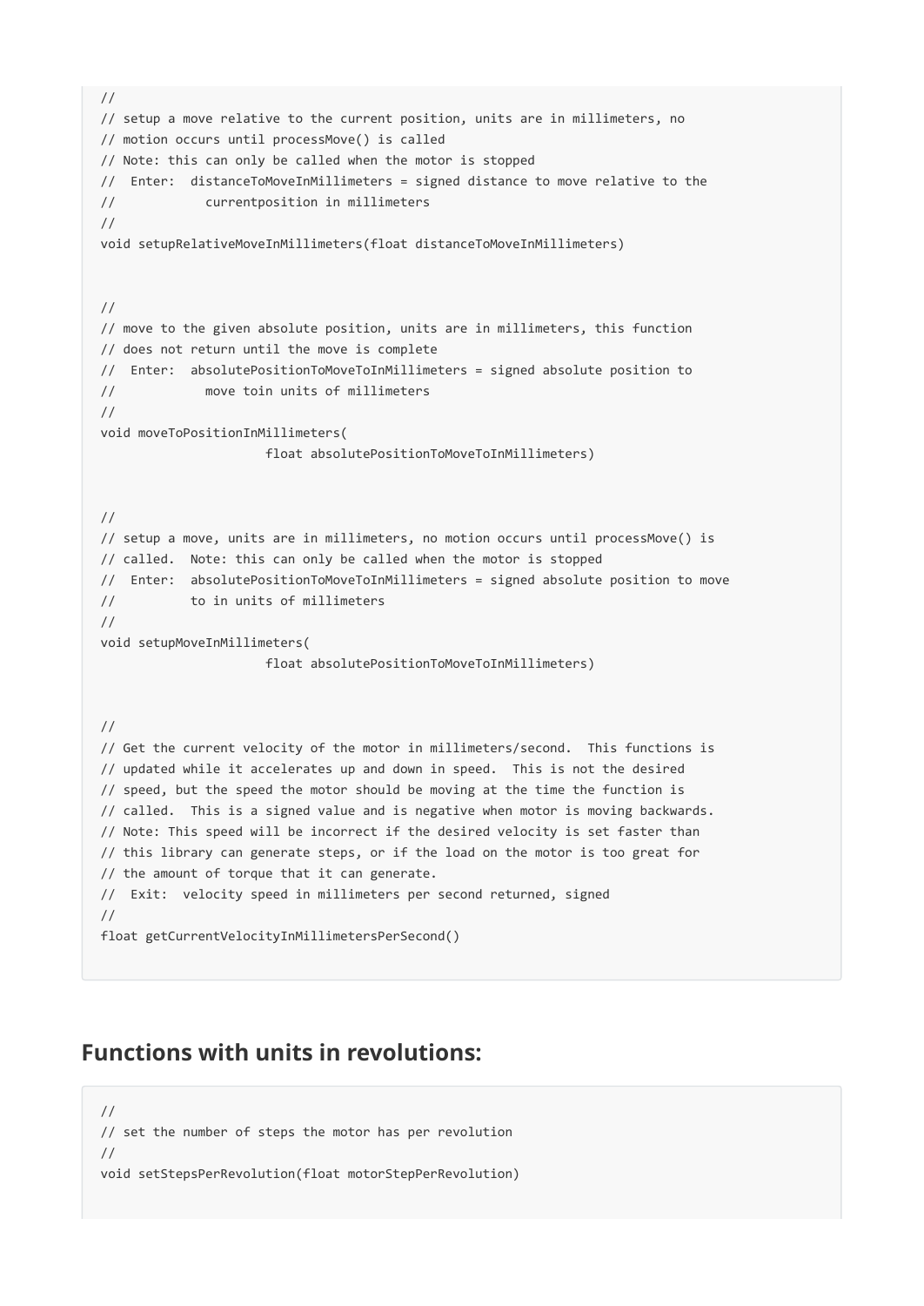```
//
// setup a move relative to the current position, units are in millimeters, no
// motion occurs until processMove() is called
// Note: this can only be called when the motor is stopped
//  Enter:  distanceToMoveInMillimeters = signed distance to move relative to the
//            currentposition in millimeters
//
void setupRelativeMoveInMillimeters(float distanceToMoveInMillimeters)


//
// move to the given absolute position, units are in millimeters, this function
// does not return until the move is complete
//  Enter:  absolutePositionToMoveToInMillimeters = signed absolute position to
//            move toin units of millimeters
//
void moveToPositionInMillimeters(
                     float absolutePositionToMoveToInMillimeters)


//
// setup a move, units are in millimeters, no motion occurs until processMove() is
// called.  Note: this can only be called when the motor is stopped
//  Enter:  absolutePositionToMoveToInMillimeters = signed absolute position to move
//          to in units of millimeters
//
void setupMoveInMillimeters(
                     float absolutePositionToMoveToInMillimeters)


//
// Get the current velocity of the motor in millimeters/second.  This functions is
// updated while it accelerates up and down in speed.  This is not the desired
// speed, but the speed the motor should be moving at the time the function is
// called.  This is a signed value and is negative when motor is moving backwards.
// Note: This speed will be incorrect if the desired velocity is set faster than
// this library can generate steps, or if the load on the motor is too great for
// the amount of torque that it can generate.
//  Exit:  velocity speed in millimeters per second returned, signed
//
float getCurrentVelocityInMillimetersPerSecond()
```

## Functions with units in revolutions:

```
//
// set the number of steps the motor has per revolution
//
void setStepsPerRevolution(float motorStepPerRevolution)
```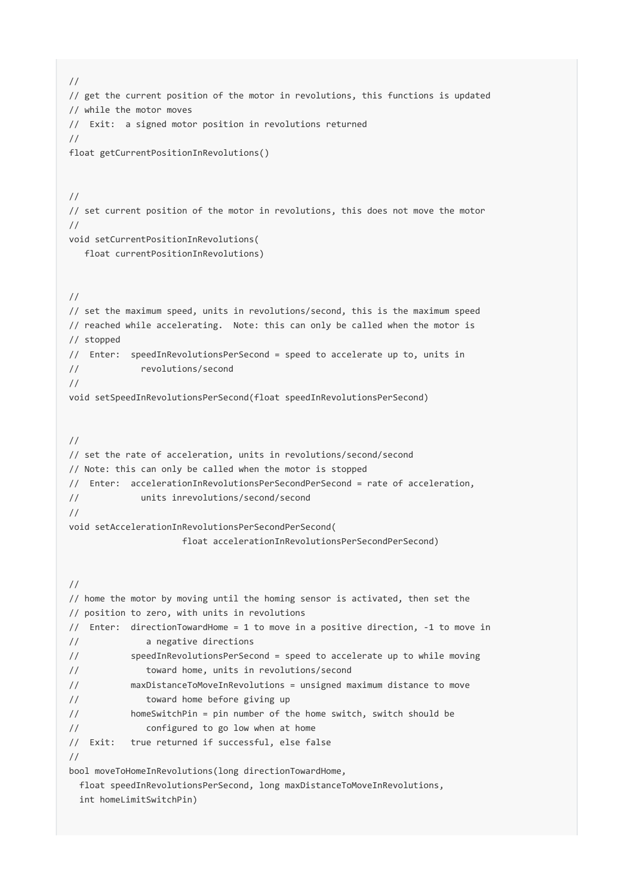```
//
// get the current position of the motor in revolutions, this functions is updated
// while the motor moves
//  Exit:  a signed motor position in revolutions returned
//
float getCurrentPositionInRevolutions()


//
// set current position of the motor in revolutions, this does not move the motor
//
void setCurrentPositionInRevolutions(
   float currentPositionInRevolutions)


//
// set the maximum speed, units in revolutions/second, this is the maximum speed
// reached while accelerating.  Note: this can only be called when the motor is
// stopped
//  Enter:  speedInRevolutionsPerSecond = speed to accelerate up to, units in
//            revolutions/second
//
void setSpeedInRevolutionsPerSecond(float speedInRevolutionsPerSecond)


//
// set the rate of acceleration, units in revolutions/second/second
// Note: this can only be called when the motor is stopped
//  Enter:  accelerationInRevolutionsPerSecondPerSecond = rate of acceleration,
//            units inrevolutions/second/second
//
void setAccelerationInRevolutionsPerSecondPerSecond(
                      float accelerationInRevolutionsPerSecondPerSecond)


//
// home the motor by moving until the homing sensor is activated, then set the
// position to zero, with units in revolutions
//  Enter:  directionTowardHome = 1 to move in a positive direction, -1 to move in
//             a negative directions
//          speedInRevolutionsPerSecond = speed to accelerate up to while moving
//             toward home, units in revolutions/second
//          maxDistanceToMoveInRevolutions = unsigned maximum distance to move
//             toward home before giving up
//          homeSwitchPin = pin number of the home switch, switch should be
//             configured to go low when at home
//  Exit:   true returned if successful, else false
//
bool moveToHomeInRevolutions(long directionTowardHome,
  float speedInRevolutionsPerSecond, long maxDistanceToMoveInRevolutions,
  int homeLimitSwitchPin)
```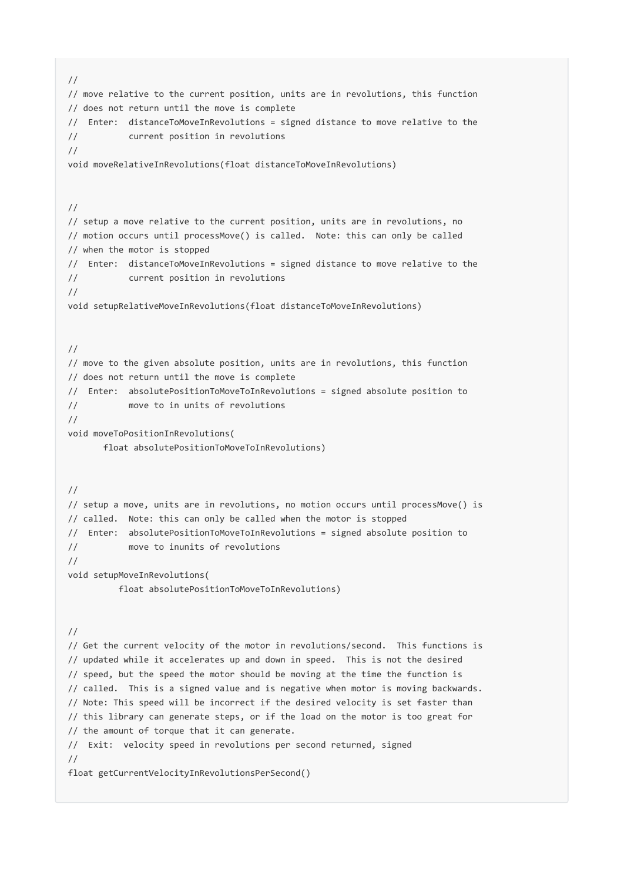```
//
// move relative to the current position, units are in revolutions, this function
// does not return until the move is complete
//  Enter:  distanceToMoveInRevolutions = signed distance to move relative to the
//          current position in revolutions
//
void moveRelativeInRevolutions(float distanceToMoveInRevolutions)


//
// setup a move relative to the current position, units are in revolutions, no
// motion occurs until processMove() is called.  Note: this can only be called
// when the motor is stopped
//  Enter:  distanceToMoveInRevolutions = signed distance to move relative to the
//          current position in revolutions
//
void setupRelativeMoveInRevolutions(float distanceToMoveInRevolutions)


//
// move to the given absolute position, units are in revolutions, this function
// does not return until the move is complete
//  Enter:  absolutePositionToMoveToInRevolutions = signed absolute position to
//          move to in units of revolutions
//
void moveToPositionInRevolutions(
       float absolutePositionToMoveToInRevolutions)


//
// setup a move, units are in revolutions, no motion occurs until processMove() is
// called.  Note: this can only be called when the motor is stopped
//  Enter:  absolutePositionToMoveToInRevolutions = signed absolute position to
//          move to inunits of revolutions
//
void setupMoveInRevolutions(
          float absolutePositionToMoveToInRevolutions)


//
// Get the current velocity of the motor in revolutions/second.  This functions is
// updated while it accelerates up and down in speed.  This is not the desired
// speed, but the speed the motor should be moving at the time the function is
// called.  This is a signed value and is negative when motor is moving backwards.
// Note: This speed will be incorrect if the desired velocity is set faster than
// this library can generate steps, or if the load on the motor is too great for
// the amount of torque that it can generate.
//  Exit:  velocity speed in revolutions per second returned, signed
//
float getCurrentVelocityInRevolutionsPerSecond()
```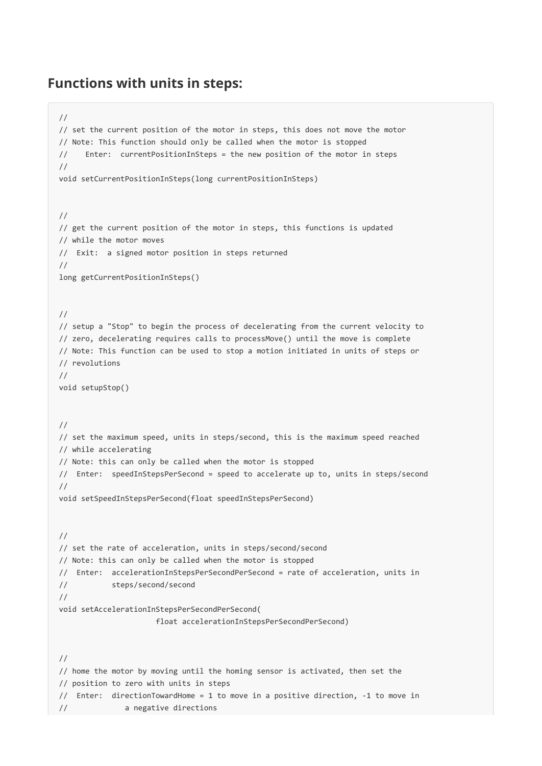## Functions with units in steps:

```
//
// set the current position of the motor in steps, this does not move the motor
// Note: This function should only be called when the motor is stopped
//    Enter:  currentPositionInSteps = the new position of the motor in steps
//
void setCurrentPositionInSteps(long currentPositionInSteps)


//
// get the current position of the motor in steps, this functions is updated
// while the motor moves
//  Exit:  a signed motor position in steps returned
//
long getCurrentPositionInSteps()


//
// setup a "Stop" to begin the process of decelerating from the current velocity to
// zero, decelerating requires calls to processMove() until the move is complete
// Note: This function can be used to stop a motion initiated in units of steps or
// revolutions
//
void setupStop()


//
// set the maximum speed, units in steps/second, this is the maximum speed reached
// while accelerating
// Note: this can only be called when the motor is stopped
//  Enter:  speedInStepsPerSecond = speed to accelerate up to, units in steps/second
//
void setSpeedInStepsPerSecond(float speedInStepsPerSecond)


//
// set the rate of acceleration, units in steps/second/second
// Note: this can only be called when the motor is stopped
//  Enter:  accelerationInStepsPerSecondPerSecond = rate of acceleration, units in
//          steps/second/second
//
void setAccelerationInStepsPerSecondPerSecond(
                      float accelerationInStepsPerSecondPerSecond)


//
// home the motor by moving until the homing sensor is activated, then set the
// position to zero with units in steps
//  Enter:  directionTowardHome = 1 to move in a positive direction, -1 to move in
//             a negative directions
```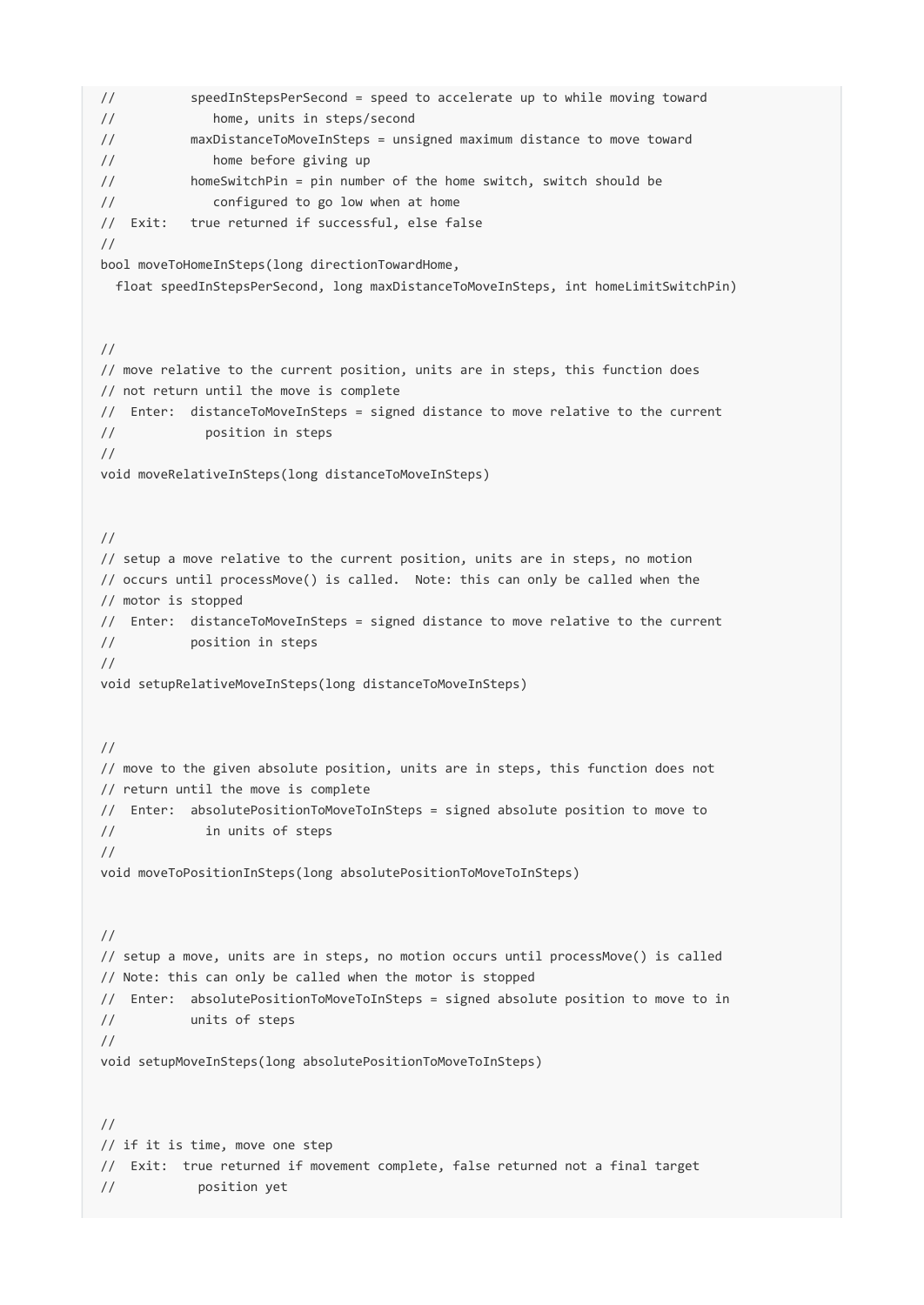```
//          speedInStepsPerSecond = speed to accelerate up to while moving toward
//             home, units in steps/second
//          maxDistanceToMoveInSteps = unsigned maximum distance to move toward
//             home before giving up
//          homeSwitchPin = pin number of the home switch, switch should be
//             configured to go low when at home
//  Exit:   true returned if successful, else false
//
bool moveToHomeInSteps(long directionTowardHome,
  float speedInStepsPerSecond, long maxDistanceToMoveInSteps, int homeLimitSwitchPin)


//
// move relative to the current position, units are in steps, this function does
// not return until the move is complete
//  Enter:  distanceToMoveInSteps = signed distance to move relative to the current
//            position in steps
//
void moveRelativeInSteps(long distanceToMoveInSteps)


//
// setup a move relative to the current position, units are in steps, no motion
// occurs until processMove() is called.  Note: this can only be called when the
// motor is stopped
//  Enter:  distanceToMoveInSteps = signed distance to move relative to the current
//          position in steps
//
void setupRelativeMoveInSteps(long distanceToMoveInSteps)


//
// move to the given absolute position, units are in steps, this function does not
// return until the move is complete
//  Enter:  absolutePositionToMoveToInSteps = signed absolute position to move to
//            in units of steps
//
void moveToPositionInSteps(long absolutePositionToMoveToInSteps)


//
// setup a move, units are in steps, no motion occurs until processMove() is called
// Note: this can only be called when the motor is stopped
//  Enter:  absolutePositionToMoveToInSteps = signed absolute position to move to in
//          units of steps
//
void setupMoveInSteps(long absolutePositionToMoveToInSteps)


//
// if it is time, move one step
//  Exit:  true returned if movement complete, false returned not a final target
//           position yet
```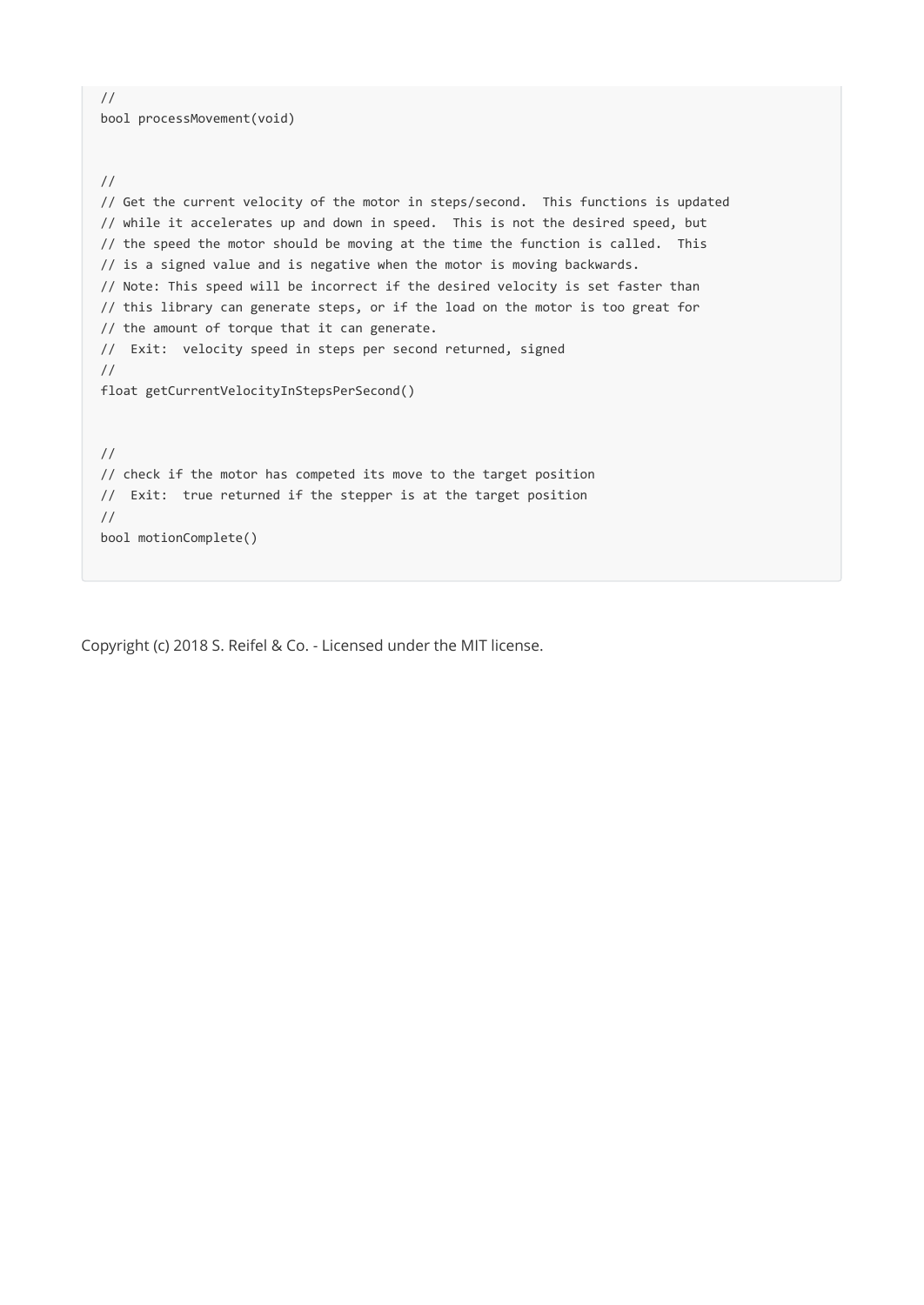```
//
bool processMovement(void)


//
// Get the current velocity of the motor in steps/second.  This functions is updated
// while it accelerates up and down in speed.  This is not the desired speed, but
// the speed the motor should be moving at the time the function is called.  This
// is a signed value and is negative when the motor is moving backwards.
// Note: This speed will be incorrect if the desired velocity is set faster than
// this library can generate steps, or if the load on the motor is too great for
// the amount of torque that it can generate.
//  Exit:  velocity speed in steps per second returned, signed
//
float getCurrentVelocityInStepsPerSecond()


//
// check if the motor has competed its move to the target position
//  Exit:  true returned if the stepper is at the target position
//
bool motionComplete()
```

Copyright (c) 2018 S. Reifel & Co. - Licensed under the MIT license.